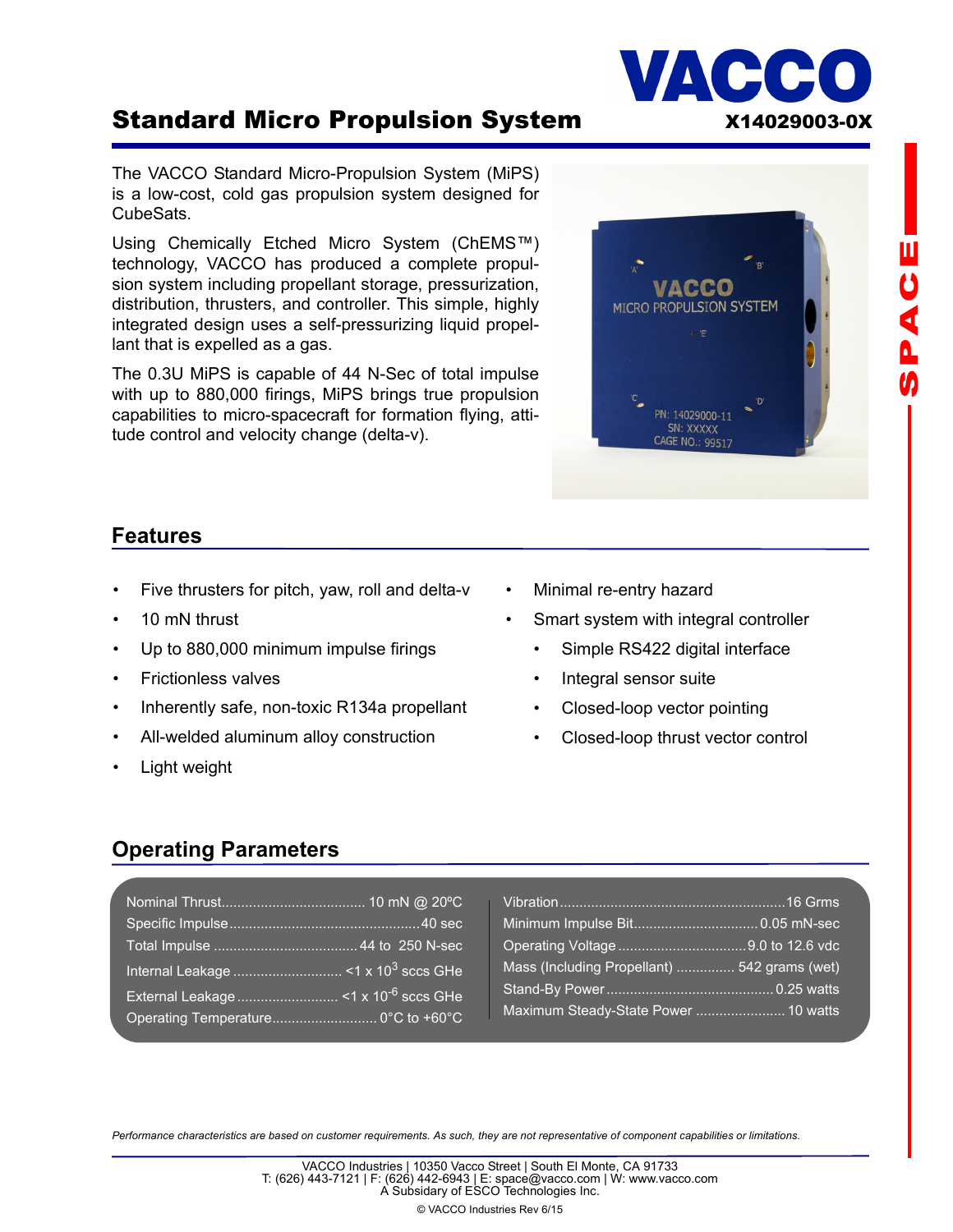# Standard Micro Propulsion System

VACCO

X14029003-0X

The VACCO Standard Micro-Propulsion System (MiPS) is a low-cost, cold gas propulsion system designed for CubeSats.

Using Chemically Etched Micro System (ChEMS™) technology, VACCO has produced a complete propulsion system including propellant storage, pressurization, distribution, thrusters, and controller. This simple, highly integrated design uses a self-pressurizing liquid propellant that is expelled as a gas.

The 0.3U MiPS is capable of 44 N-Sec of total impulse with up to 880,000 firings, MiPS brings true propulsion capabilities to micro-spacecraft for formation flying, attitude control and velocity change (delta-v).

## Features

- Five thrusters for pitch, yaw, roll and delta-v
- 10 mN thrust
- Up to 880,000 minimum impulse firings
- Frictionless valves
- Inherently safe, non-toxic R134a propellant
- All-welded aluminum alloy construction
- Light weight
- Minimal re-entry hazard
- Smart system with integral controller
  - Simple RS422 digital interface
  - Integral sensor suite
  - Closed-loop vector pointing
  - Closed-loop thrust vector control

## Operating Parameters

| | |
|---|---|
| Nominal Thrust | 10 mN @ 20ºC |
| Specific Impulse | 40 sec |
| Total Impulse | 44 to 250 N-sec |
| Internal Leakage | <1 x $10^3$ sccs GHe |
| External Leakage | <1 x $10^{-6}$ sccs GHe |
| Operating Temperature | 0°C to +60°C |
| Vibration | 16 Grms |
| Minimum Impulse Bit | 0.05 mN-sec |
| Operating Voltage | 9.0 to 12.6 vdc |
| Mass (Including Propellant) | 542 grams (wet) |
| Stand-By Power | 0.25 watts |
| Maximum Steady-State Power | 10 watts |

*Performance characteristics are based on customer requirements. As such, they are not representative of component capabilities or limitations.*

VACCO Industries | 10350 Vacco Street | South El Monte, CA 91733
T: (626) 443-7121 | F: (626) 442-6943 | E: space@vacco.com | W: www.vacco.com
A Subsidiary of ESCO Technologies Inc.

© VACCO Industries Rev 6/15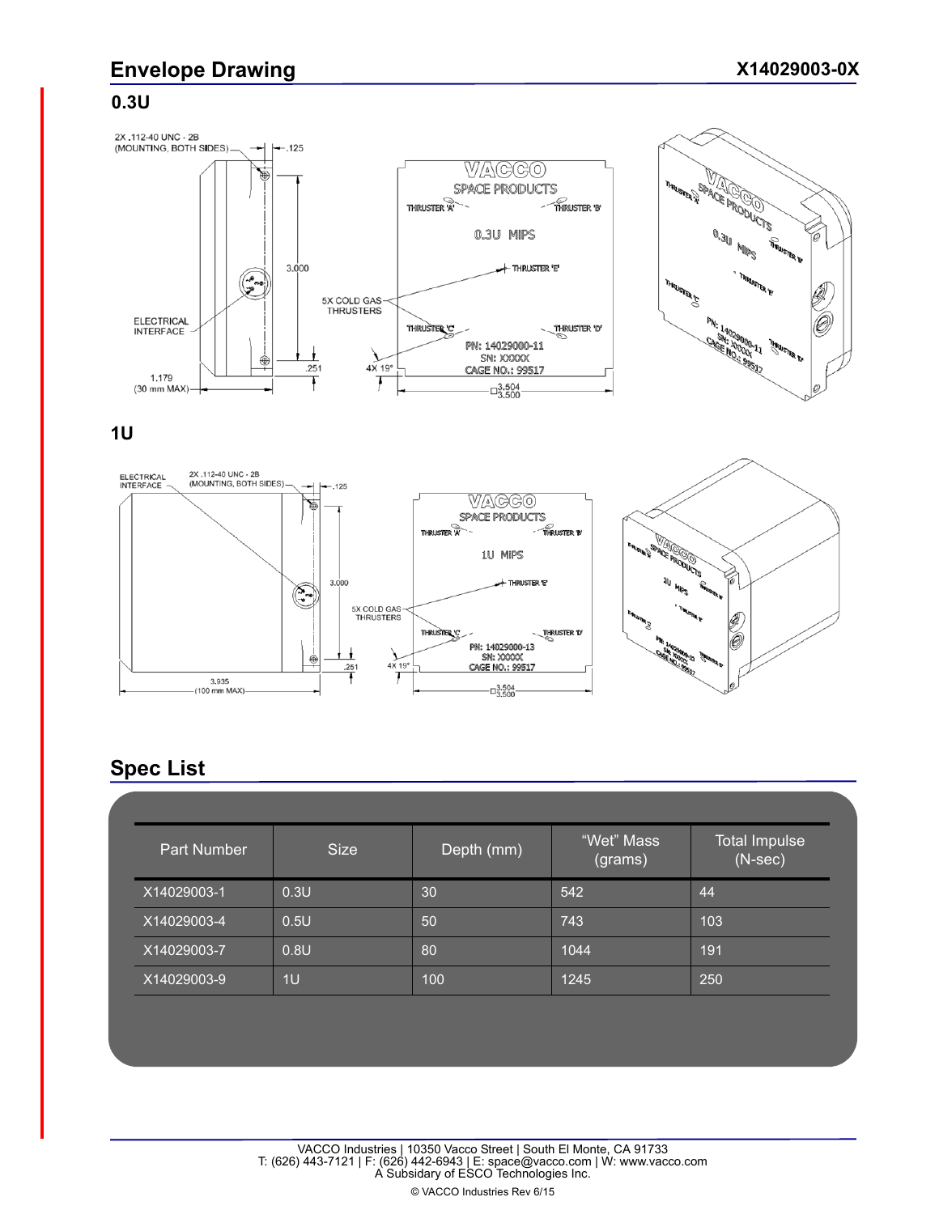## Envelope Drawing

X14029003-0X

### 0.3U

2X .112-40 UNC - 2B
(MOUNTING, BOTH SIDES)

.125

3.000

ELECTRICAL
INTERFACE

.251

1.179
(30 mm MAX)

VACCO
SPACE PRODUCTS
THRUSTER 'A'
THRUSTER 'B'
0.3U MIPS
THRUSTER 'E'
5X COLD GAS
THRUSTERS
THRUSTER 'C'
THRUSTER 'D'
PN: 14029000-11
SN: XXXXX
CAGE NO.: 99517
4X 19°
□3.504
3.500

### 1U

ELECTRICAL
INTERFACE

2X .112-40 UNC - 2B
(MOUNTING, BOTH SIDES)

.125

3.000

.251

3.935
(100 mm MAX)

VACCO
SPACE PRODUCTS
THRUSTER 'A'
THRUSTER 'B'
1U MIPS
THRUSTER 'E'
5X COLD GAS
THRUSTERS
THRUSTER 'C'
THRUSTER 'D'
PN: 14029000-13
SN: XXXXX
CAGE NO.: 99517
4X 19°
□3.504
3.500

## Spec List

| Part Number | Size | Depth (mm) | "Wet" Mass (grams) | Total Impulse (N-sec) |
|---|---|---|---|---|
| X14029003-1 | 0.3U | 30 | 542 | 44 |
| X14029003-4 | 0.5U | 50 | 743 | 103 |
| X14029003-7 | 0.8U | 80 | 1044 | 191 |
| X14029003-9 | 1U | 100 | 1245 | 250 |

VACCO Industries | 10350 Vacco Street | South El Monte, CA 91733
T: (626) 443-7121 | F: (626) 442-6943 | E: space@vacco.com | W: www.vacco.com
A Subsidary of ESCO Technologies Inc.

© VACCO Industries Rev 6/15